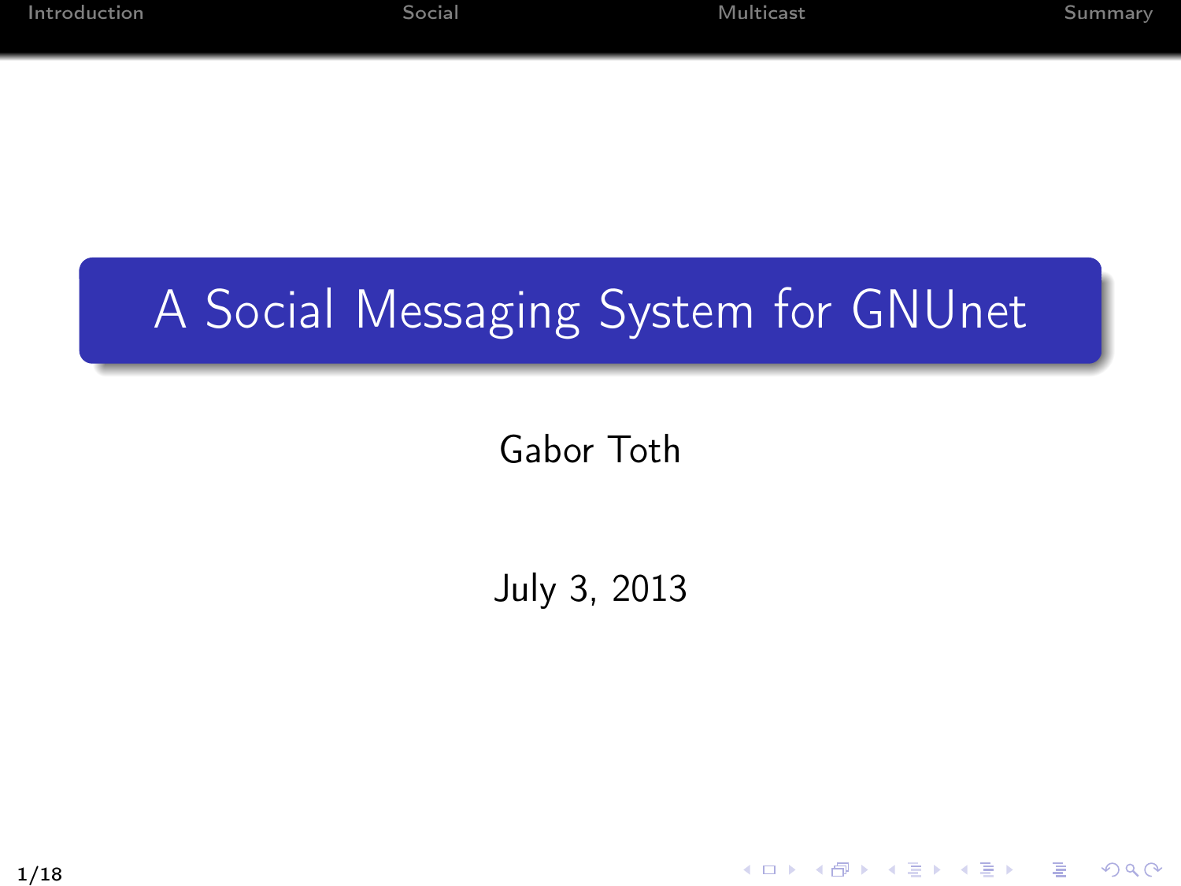# A Social Messaging System for GNUnet

Gabor Toth

July 3, 2013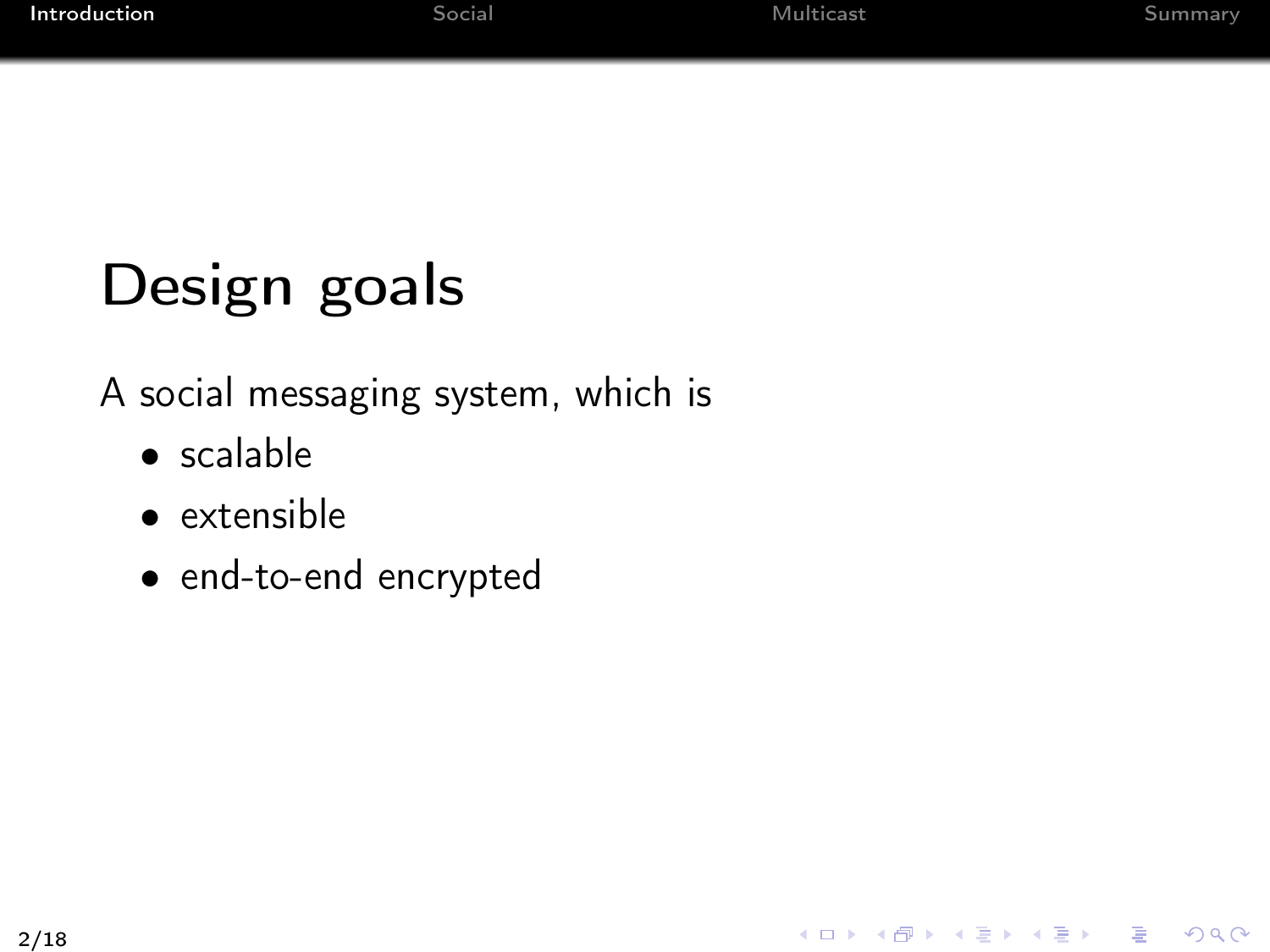# Design goals

A social messaging system, which is

- scalable
- extensible
- end-to-end encrypted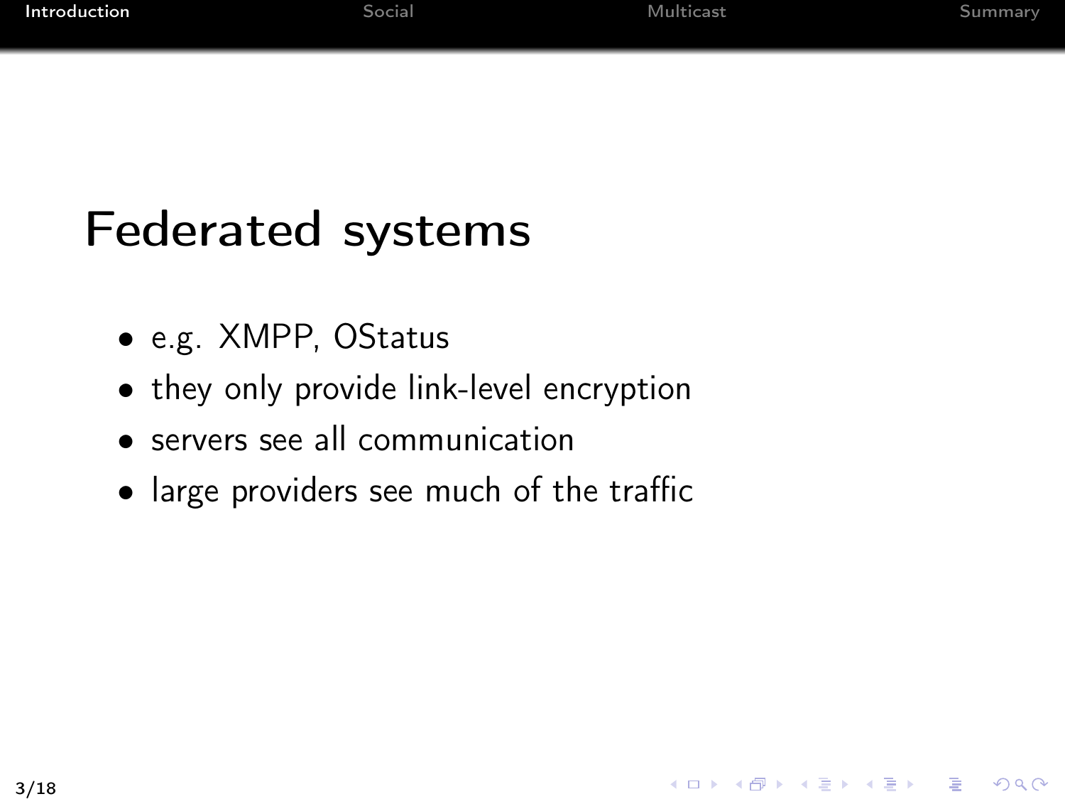# Federated systems

- e.g. XMPP, OStatus
- they only provide link-level encryption
- servers see all communication
- large providers see much of the traffic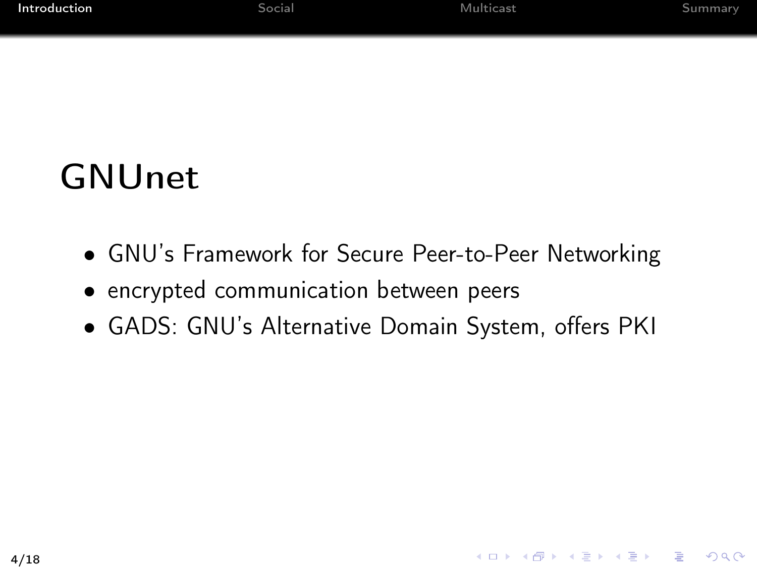# GNUnet

- GNU's Framework for Secure Peer-to-Peer Networking
- encrypted communication between peers
- GADS: GNU's Alternative Domain System, offers PKI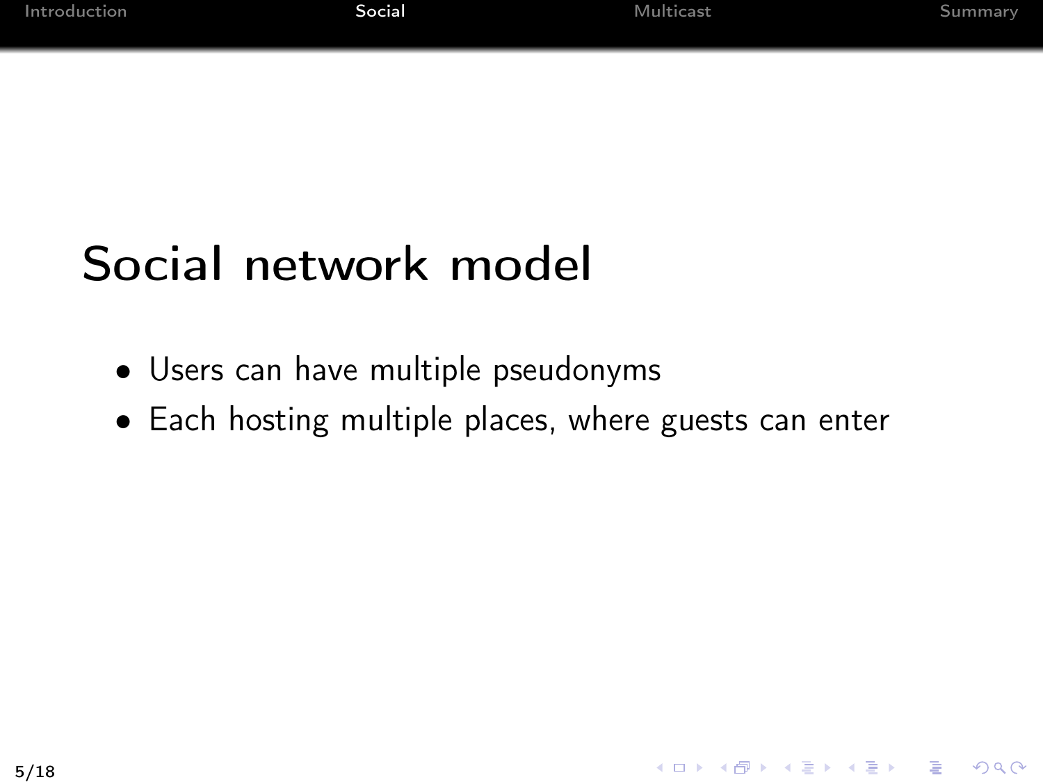# Social network model

- Users can have multiple pseudonyms
- Each hosting multiple places, where guests can enter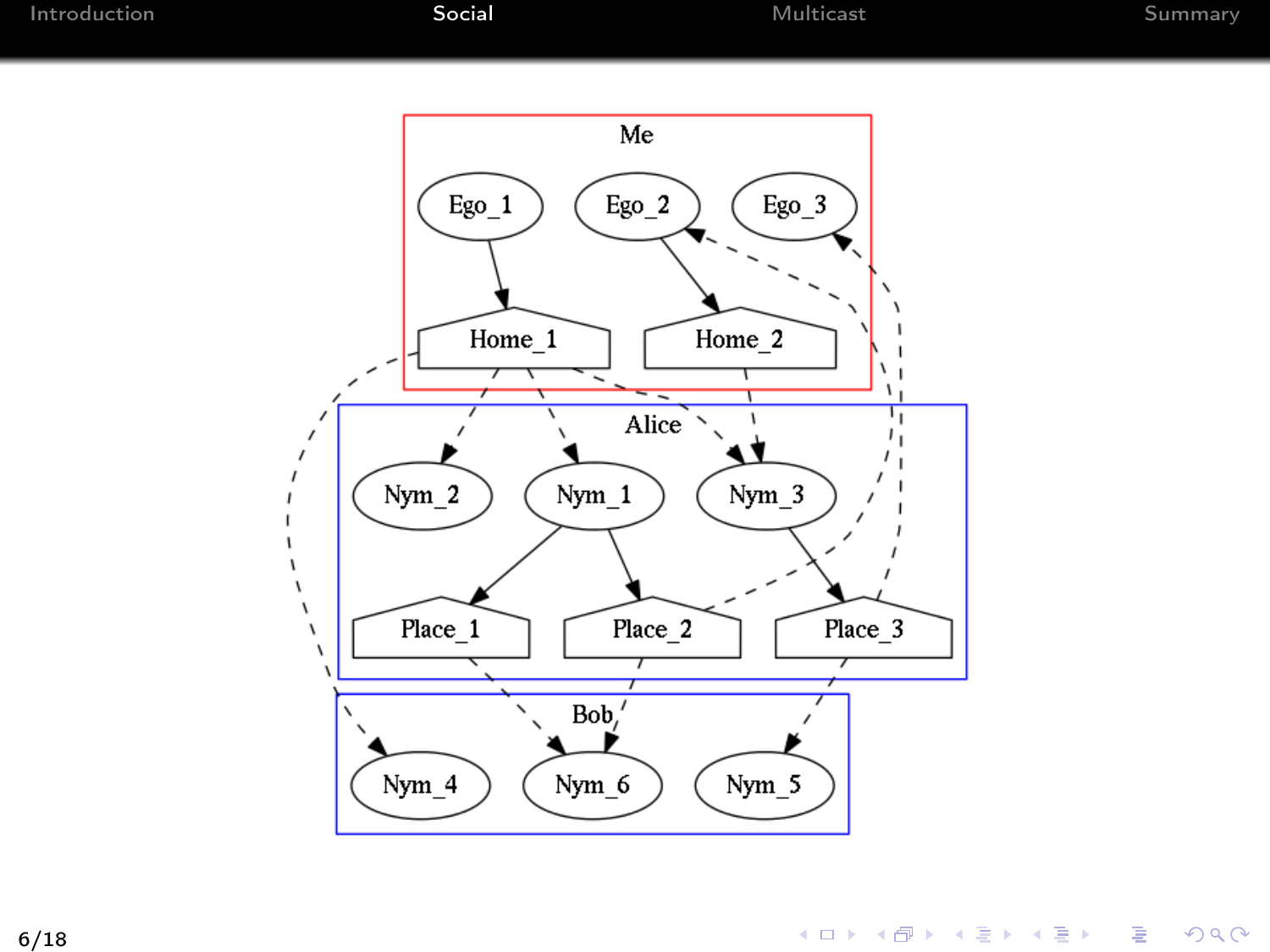**Me**

Ego_1, Ego_2, Ego_3

Home_1, Home_2

**Alice**

Nym_2, Nym_1, Nym_3

Place_1, Place_2, Place_3

**Bob**

Nym_4, Nym_6, Nym_5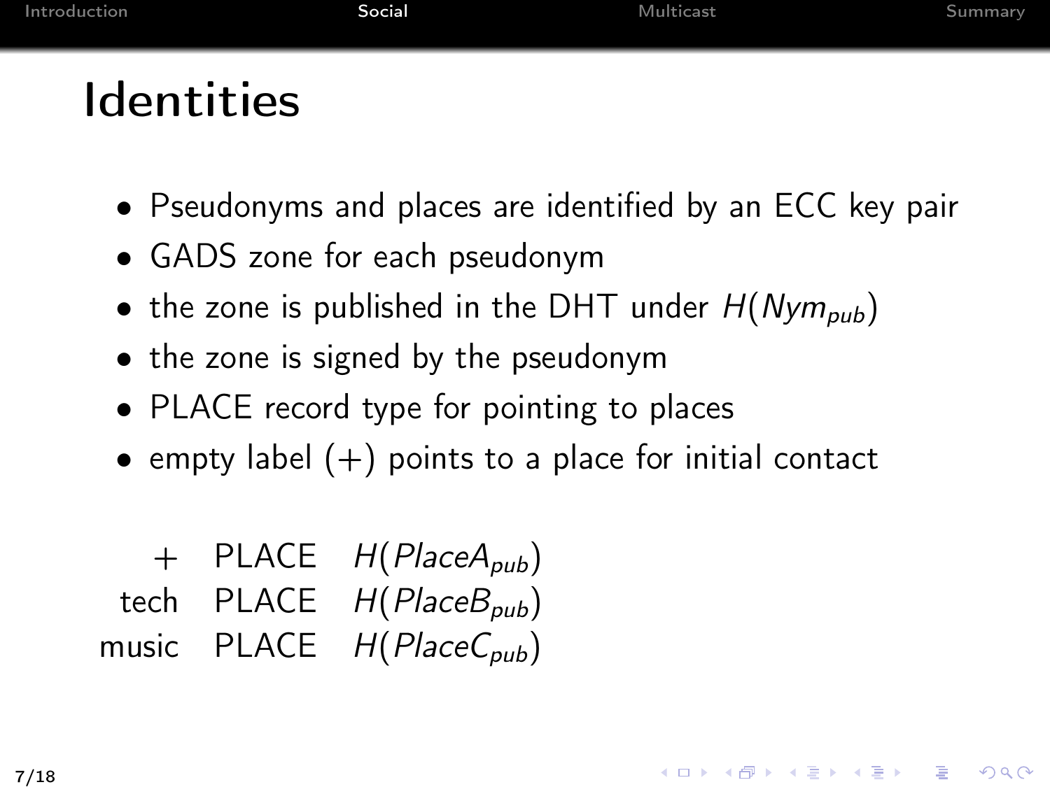# Identities

- Pseudonyms and places are identified by an ECC key pair
- GADS zone for each pseudonym
- the zone is published in the DHT under $H(Nym_{pub})$
- the zone is signed by the pseudonym
- PLACE record type for pointing to places
- empty label (+) points to a place for initial contact

| | | |
|---|---|---|
| + | PLACE | $H(PlaceA_{pub})$ |
| tech | PLACE | $H(PlaceB_{pub})$ |
| music | PLACE | $H(PlaceC_{pub})$ |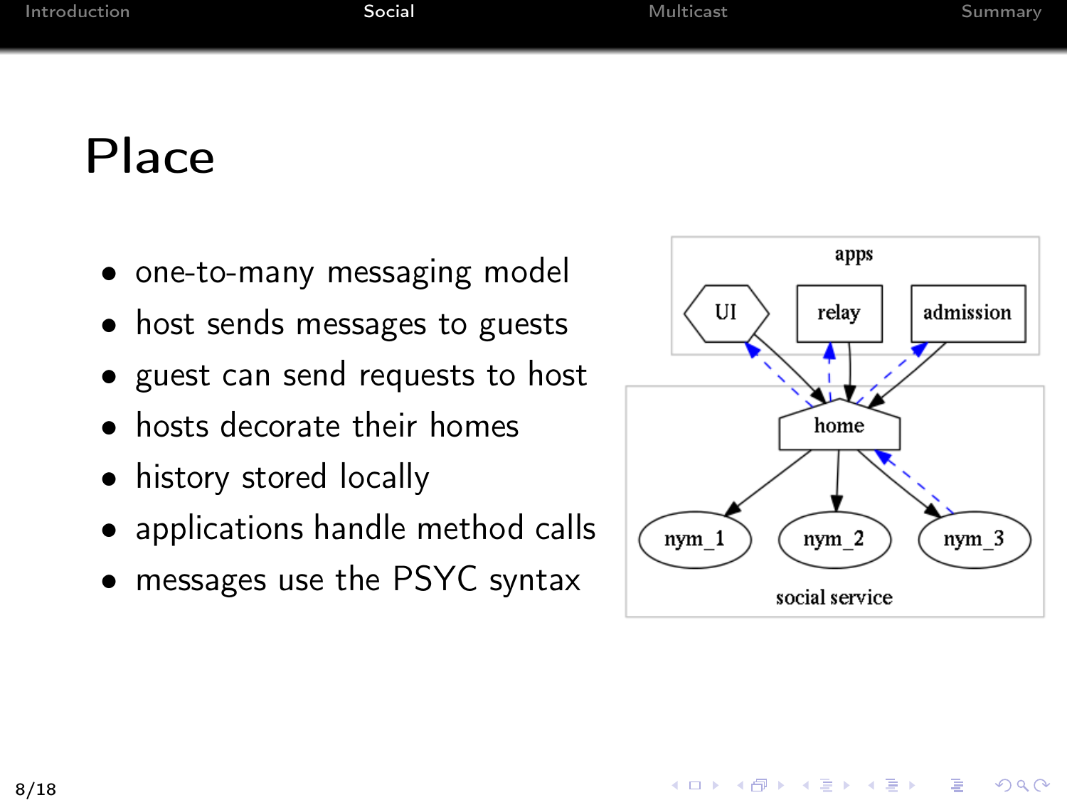# Place

- one-to-many messaging model
- host sends messages to guests
- guest can send requests to host
- hosts decorate their homes
- history stored locally
- applications handle method calls
- messages use the PSYC syntax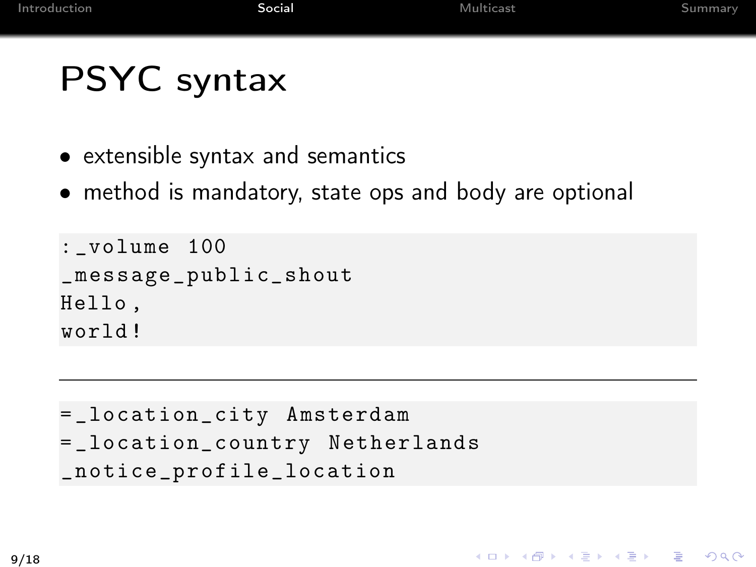# PSYC syntax

- extensible syntax and semantics
- method is mandatory, state ops and body are optional

```
:_volume 100
_message_public_shout
Hello,
world!
```

---

```
=_location_city Amsterdam
=_location_country Netherlands
_notice_profile_location
```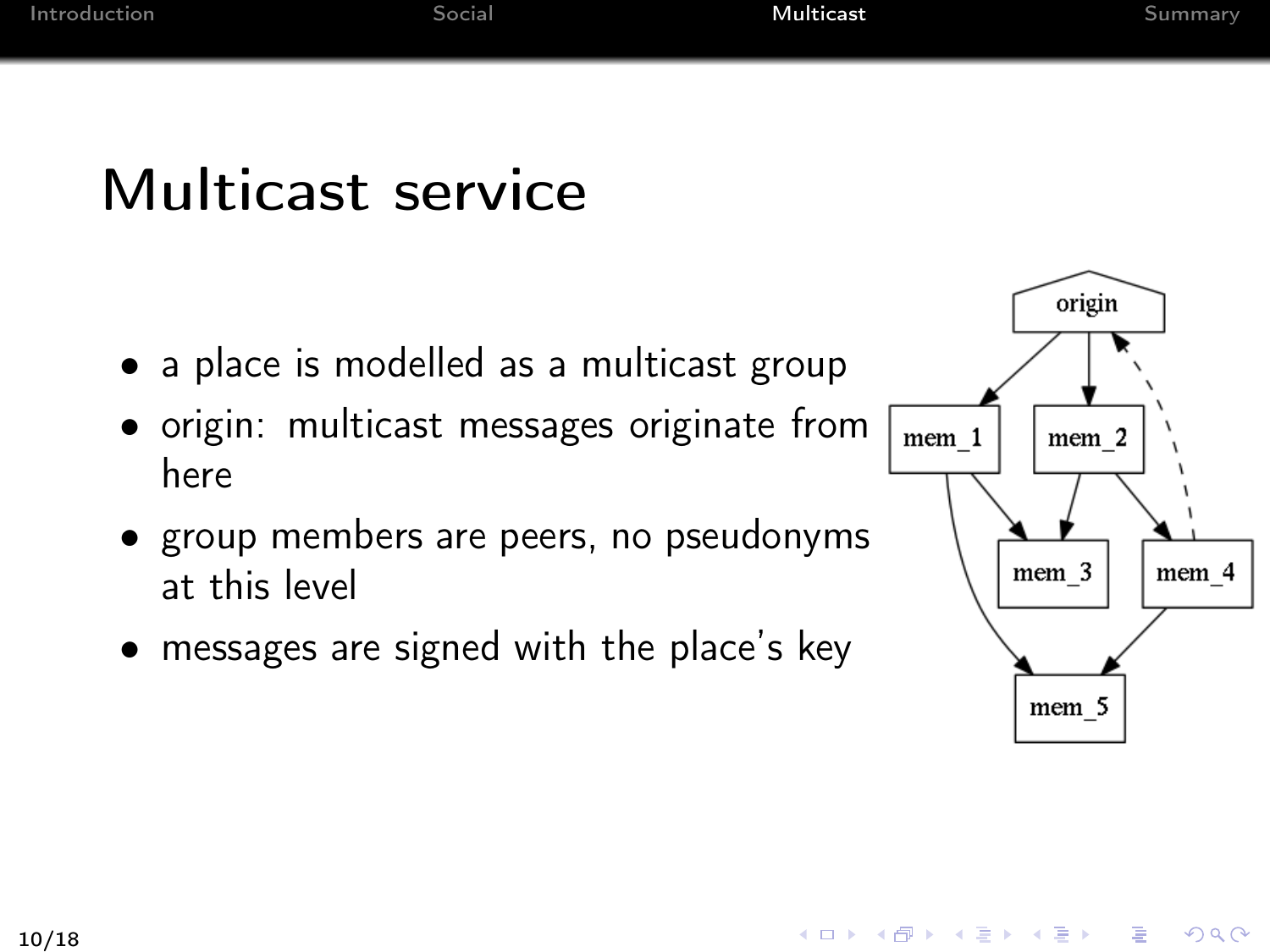# Multicast service

- a place is modelled as a multicast group
- origin: multicast messages originate from here
- group members are peers, no pseudonyms at this level
- messages are signed with the place's key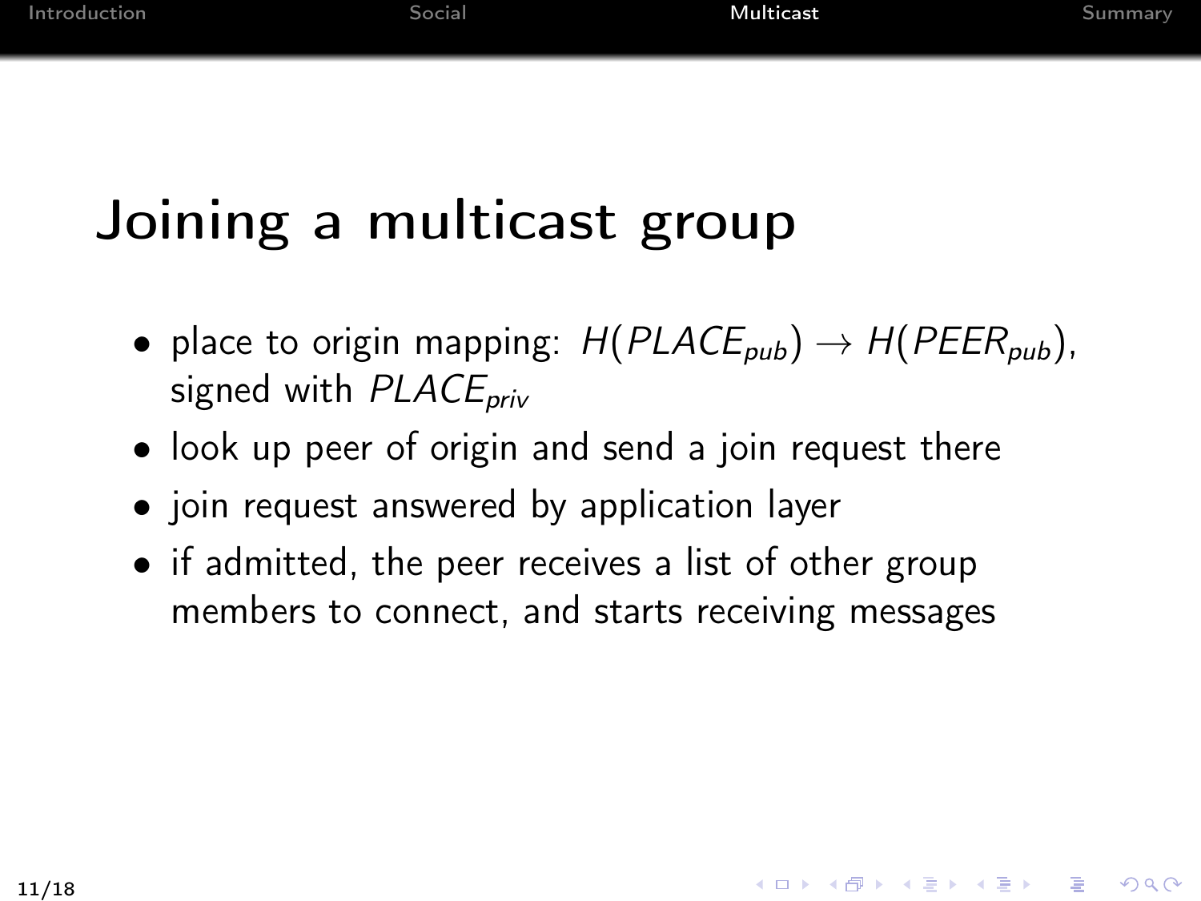# Joining a multicast group

- place to origin mapping: $H(PLACE_{pub}) \rightarrow H(PEER_{pub})$, signed with $PLACE_{priv}$
- look up peer of origin and send a join request there
- join request answered by application layer
- if admitted, the peer receives a list of other group members to connect, and starts receiving messages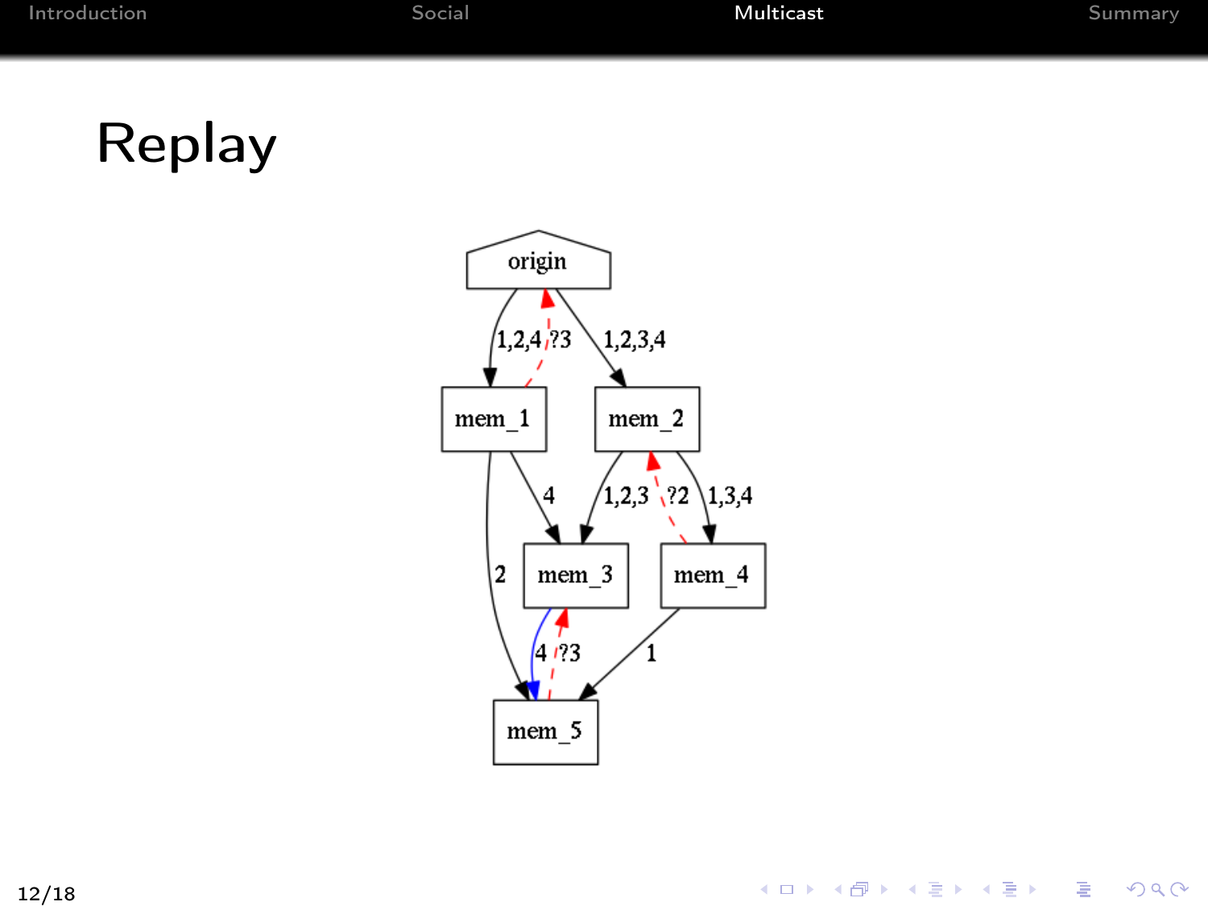# Replay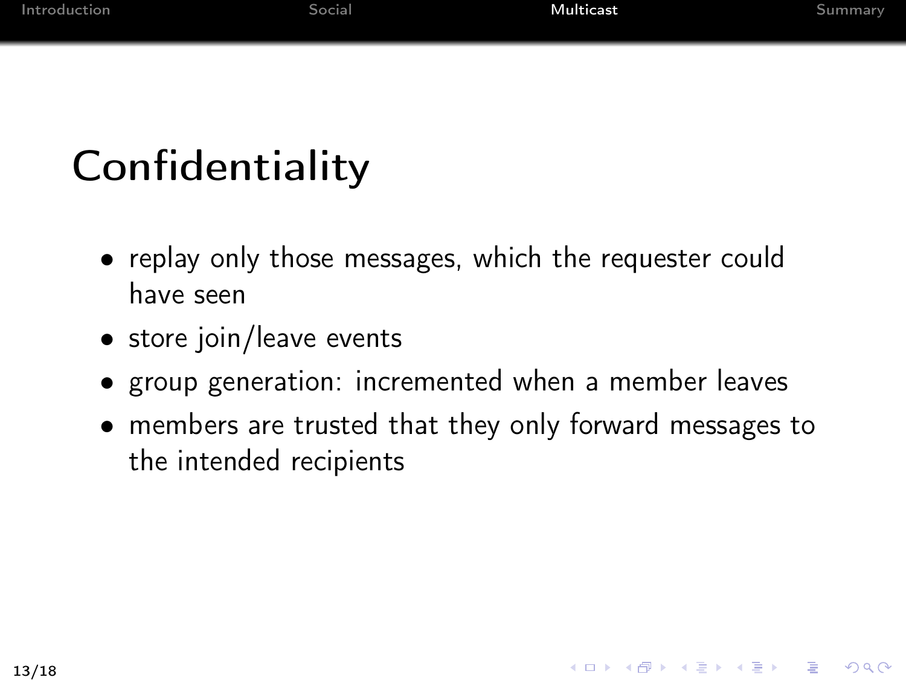# Confidentiality

- replay only those messages, which the requester could have seen
- store join/leave events
- group generation: incremented when a member leaves
- members are trusted that they only forward messages to the intended recipients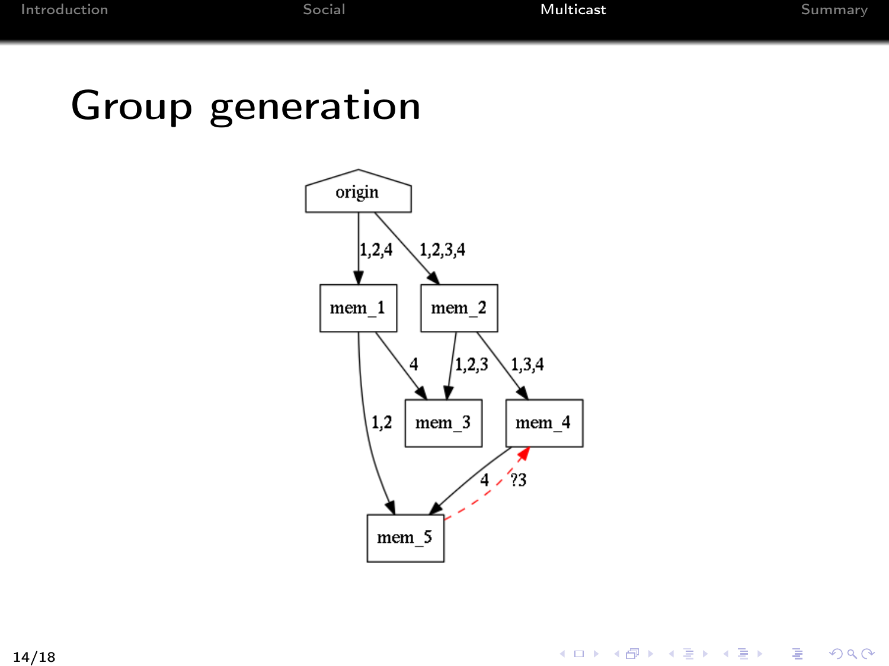# Group generation

```
origin -> mem_1 [1,2,4]
origin -> mem_2 [1,2,3,4]
mem_1 -> mem_3 [4]
mem_1 -> mem_5 [1,2]
mem_2 -> mem_3 [1,2,3]
mem_2 -> mem_4 [1,3,4]
mem_4 -> mem_5 [4]
mem_5 -> mem_4 [?3] (dashed, red)
```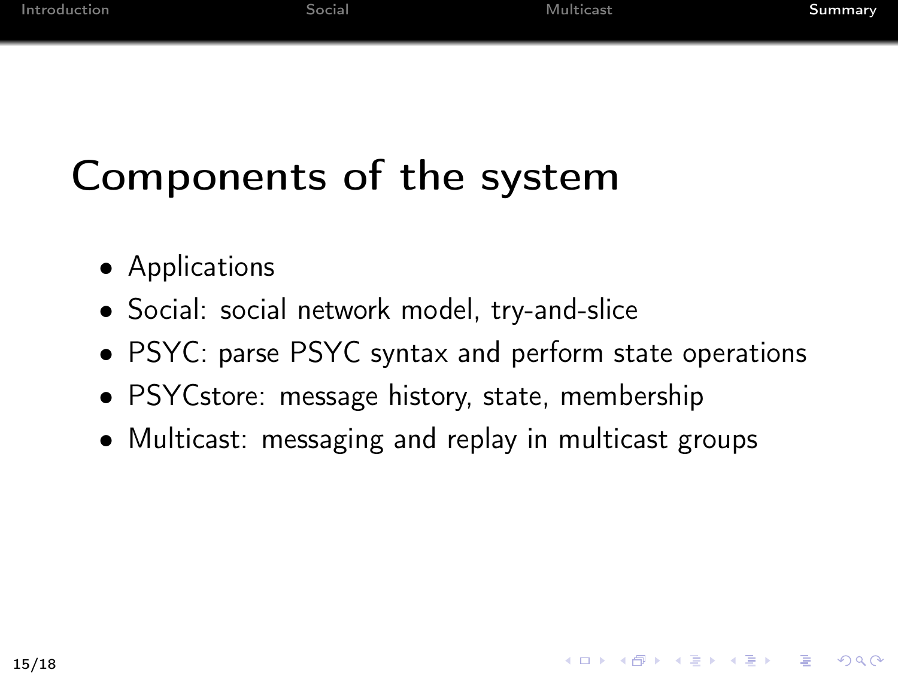# Components of the system

- Applications
- Social: social network model, try-and-slice
- PSYC: parse PSYC syntax and perform state operations
- PSYCstore: message history, state, membership
- Multicast: messaging and replay in multicast groups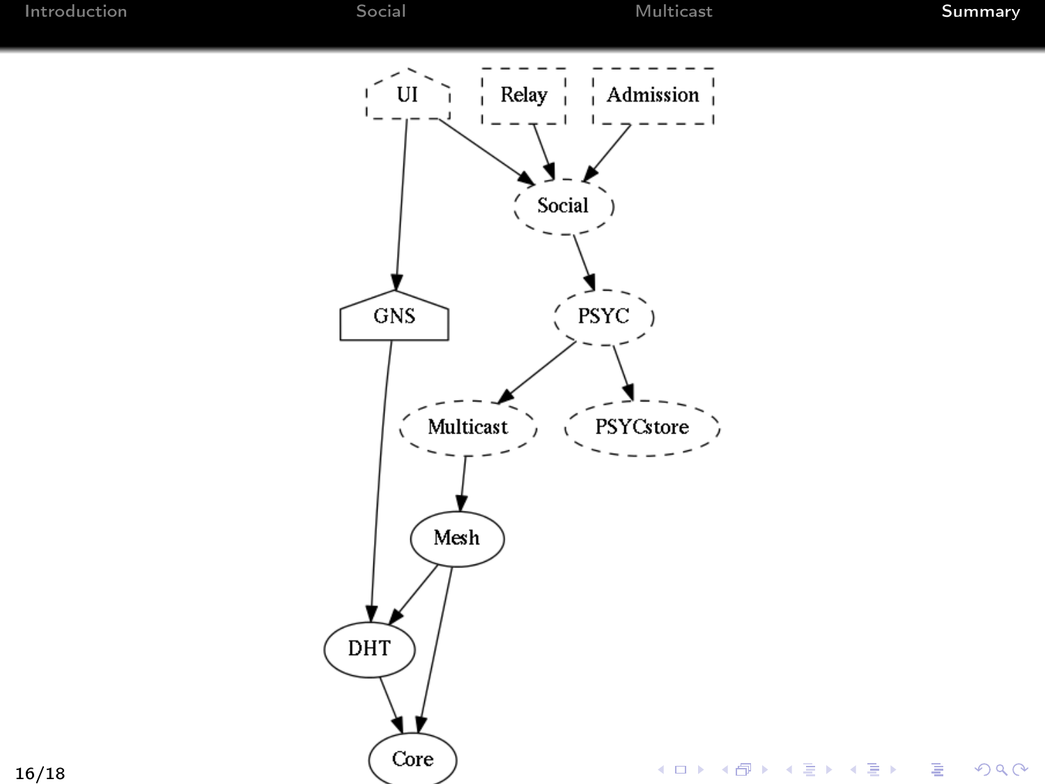UI

Relay

Admission

Social

PSYC

GNS

Multicast

PSYCstore

Mesh

DHT

Core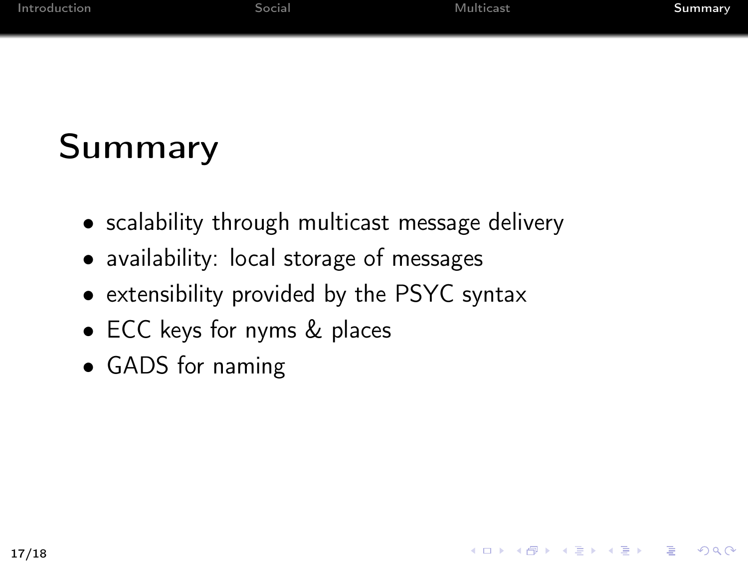# Summary

- scalability through multicast message delivery
- availability: local storage of messages
- extensibility provided by the PSYC syntax
- ECC keys for nyms & places
- GADS for naming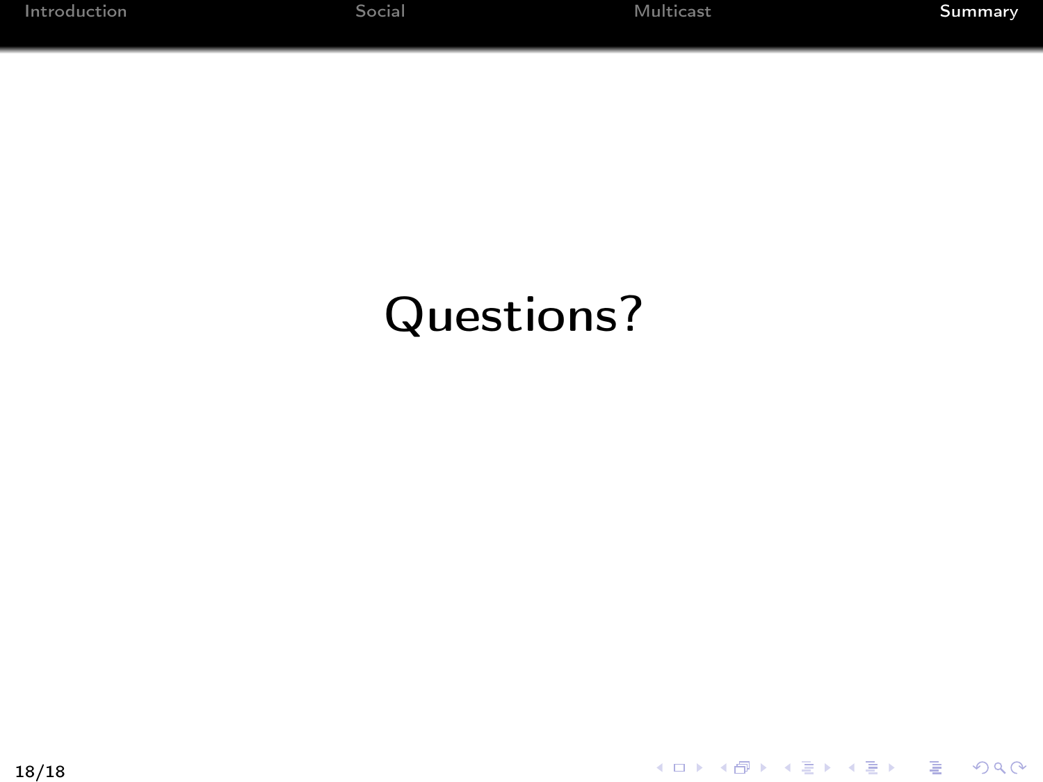Questions?